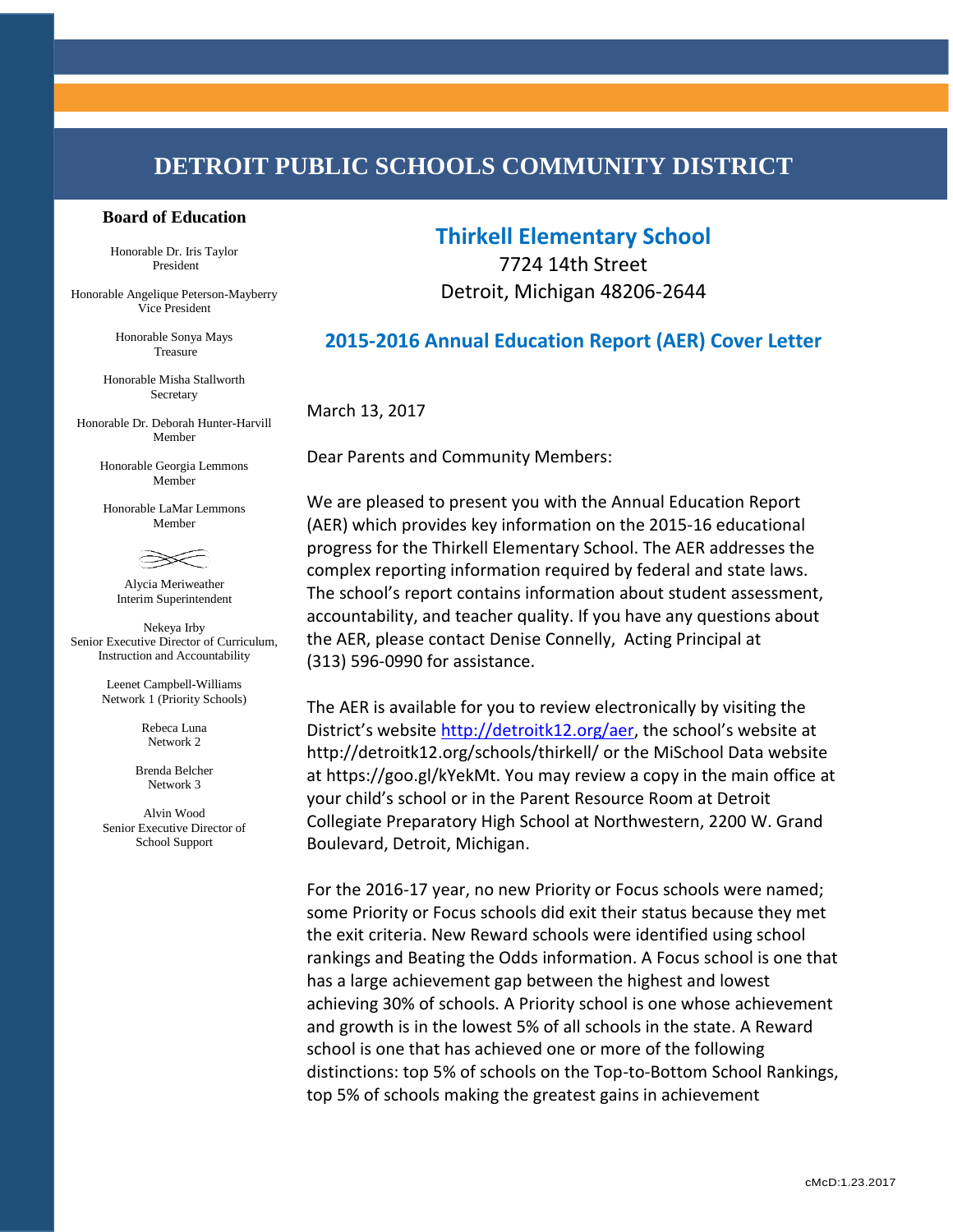# DETROIT PUBLIC SCHOOLS COMMUNITY DISTRICT

**Board of Education**

Honorable Dr. Iris Taylor
President

Honorable Angelique Peterson-Mayberry
Vice President

Honorable Sonya Mays
Treasure

Honorable Misha Stallworth
Secretary

Honorable Dr. Deborah Hunter-Harvill
Member

Honorable Georgia Lemmons
Member

Honorable LaMar Lemmons
Member

Alycia Meriweather
Interim Superintendent

Nekeya Irby
Senior Executive Director of Curriculum, Instruction and Accountability

Leenet Campbell-Williams
Network 1 (Priority Schools)

Rebeca Luna
Network 2

Brenda Belcher
Network 3

Alvin Wood
Senior Executive Director of School Support

## Thirkell Elementary School

7724 14th Street
Detroit, Michigan 48206-2644

## 2015-2016 Annual Education Report (AER) Cover Letter

March 13, 2017

Dear Parents and Community Members:

We are pleased to present you with the Annual Education Report (AER) which provides key information on the 2015-16 educational progress for the Thirkell Elementary School. The AER addresses the complex reporting information required by federal and state laws. The school's report contains information about student assessment, accountability, and teacher quality. If you have any questions about the AER, please contact Denise Connelly, Acting Principal at (313) 596-0990 for assistance.

The AER is available for you to review electronically by visiting the District's website http://detroitk12.org/aer, the school's website at http://detroitk12.org/schools/thirkell/ or the MiSchool Data website at https://goo.gl/kYekMt. You may review a copy in the main office at your child's school or in the Parent Resource Room at Detroit Collegiate Preparatory High School at Northwestern, 2200 W. Grand Boulevard, Detroit, Michigan.

For the 2016-17 year, no new Priority or Focus schools were named; some Priority or Focus schools did exit their status because they met the exit criteria. New Reward schools were identified using school rankings and Beating the Odds information. A Focus school is one that has a large achievement gap between the highest and lowest achieving 30% of schools. A Priority school is one whose achievement and growth is in the lowest 5% of all schools in the state. A Reward school is one that has achieved one or more of the following distinctions: top 5% of schools on the Top-to-Bottom School Rankings, top 5% of schools making the greatest gains in achievement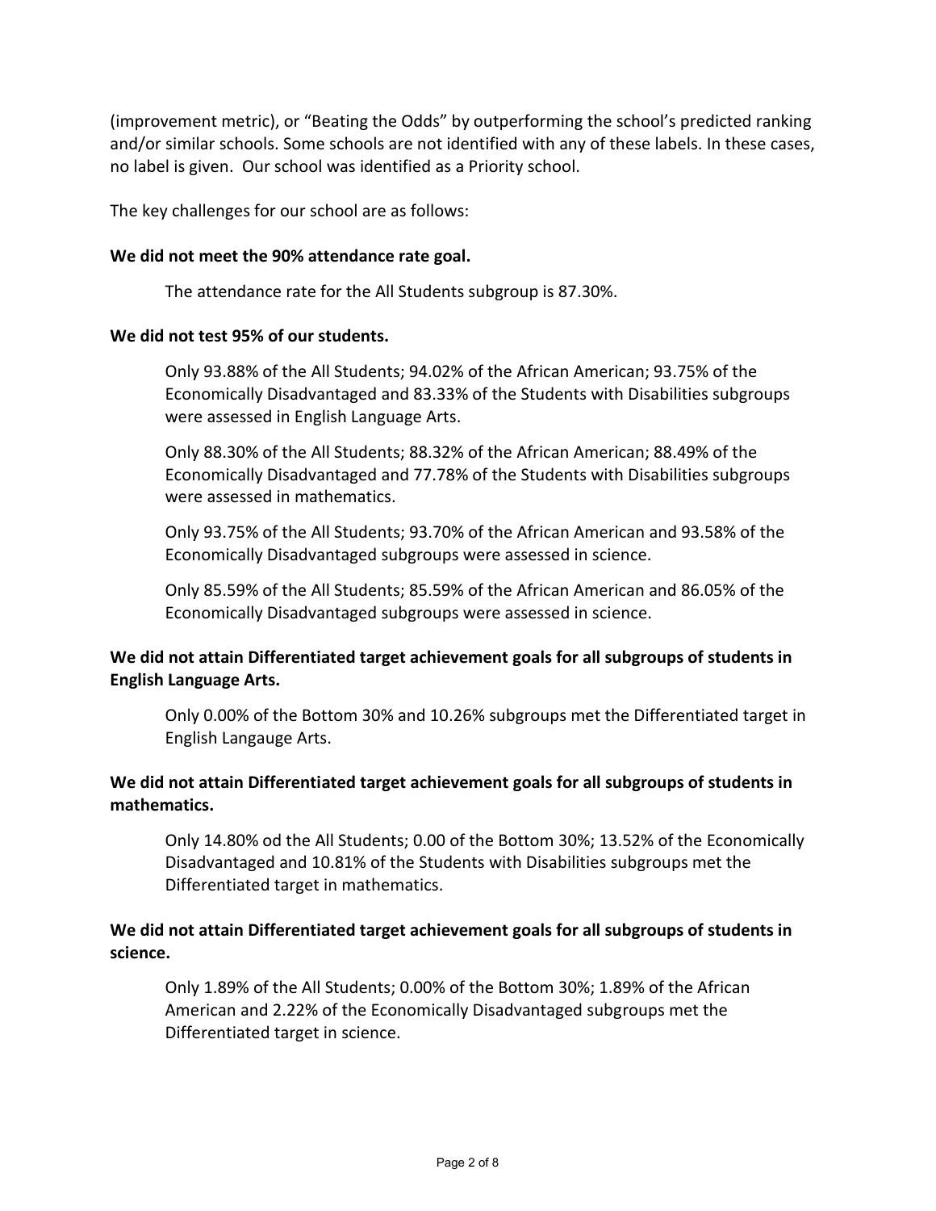(improvement metric), or "Beating the Odds" by outperforming the school's predicted ranking and/or similar schools. Some schools are not identified with any of these labels. In these cases, no label is given. Our school was identified as a Priority school.

The key challenges for our school are as follows:

**We did not meet the 90% attendance rate goal.**

The attendance rate for the All Students subgroup is 87.30%.

**We did not test 95% of our students.**

Only 93.88% of the All Students; 94.02% of the African American; 93.75% of the Economically Disadvantaged and 83.33% of the Students with Disabilities subgroups were assessed in English Language Arts.

Only 88.30% of the All Students; 88.32% of the African American; 88.49% of the Economically Disadvantaged and 77.78% of the Students with Disabilities subgroups were assessed in mathematics.

Only 93.75% of the All Students; 93.70% of the African American and 93.58% of the Economically Disadvantaged subgroups were assessed in science.

Only 85.59% of the All Students; 85.59% of the African American and 86.05% of the Economically Disadvantaged subgroups were assessed in science.

**We did not attain Differentiated target achievement goals for all subgroups of students in English Language Arts.**

Only 0.00% of the Bottom 30% and 10.26% subgroups met the Differentiated target in English Langauge Arts.

**We did not attain Differentiated target achievement goals for all subgroups of students in mathematics.**

Only 14.80% od the All Students; 0.00 of the Bottom 30%; 13.52% of the Economically Disadvantaged and 10.81% of the Students with Disabilities subgroups met the Differentiated target in mathematics.

**We did not attain Differentiated target achievement goals for all subgroups of students in science.**

Only 1.89% of the All Students; 0.00% of the Bottom 30%; 1.89% of the African American and 2.22% of the Economically Disadvantaged subgroups met the Differentiated target in science.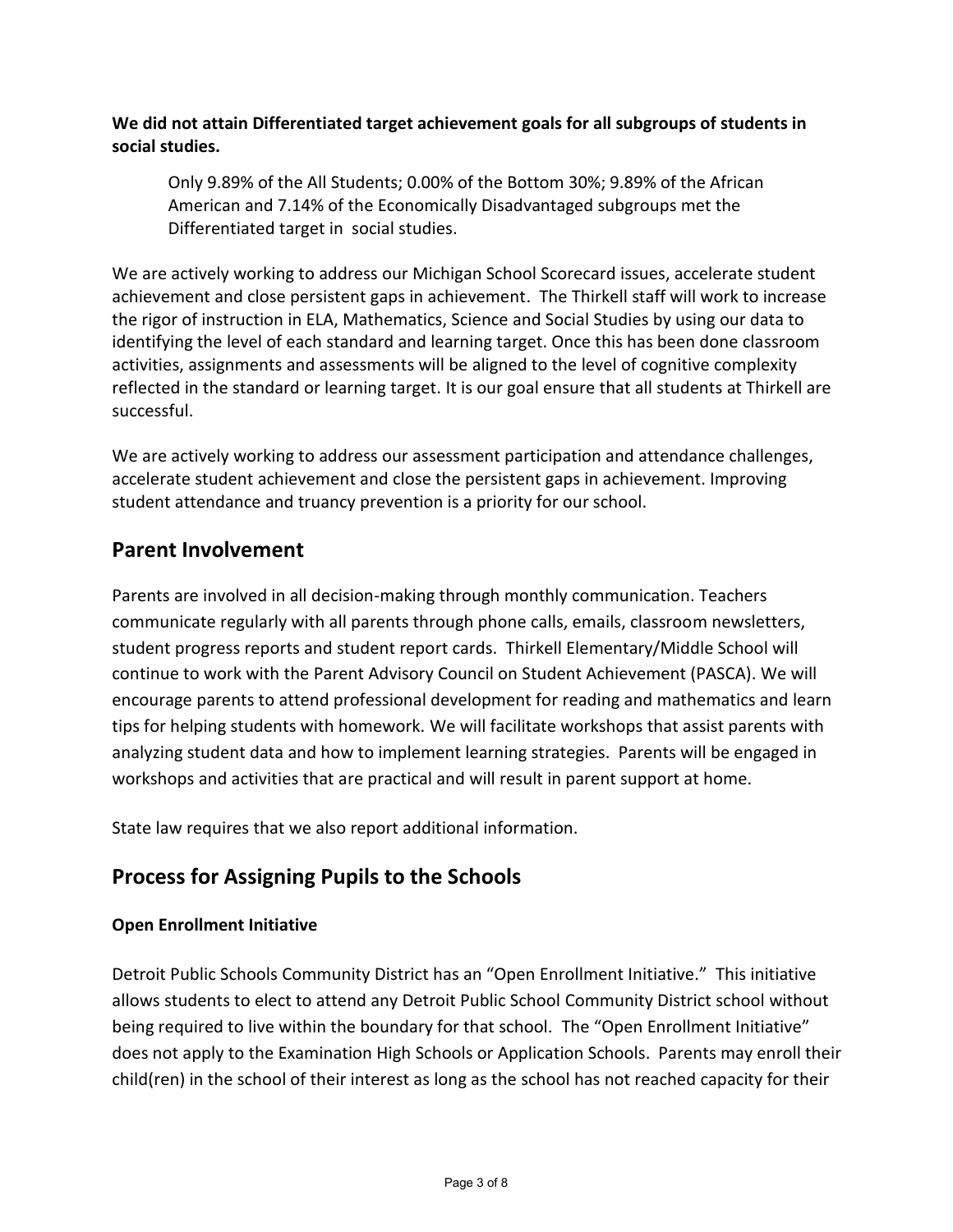**We did not attain Differentiated target achievement goals for all subgroups of students in social studies.**

> Only 9.89% of the All Students; 0.00% of the Bottom 30%; 9.89% of the African American and 7.14% of the Economically Disadvantaged subgroups met the Differentiated target in social studies.

We are actively working to address our Michigan School Scorecard issues, accelerate student achievement and close persistent gaps in achievement. The Thirkell staff will work to increase the rigor of instruction in ELA, Mathematics, Science and Social Studies by using our data to identifying the level of each standard and learning target. Once this has been done classroom activities, assignments and assessments will be aligned to the level of cognitive complexity reflected in the standard or learning target. It is our goal ensure that all students at Thirkell are successful.

We are actively working to address our assessment participation and attendance challenges, accelerate student achievement and close the persistent gaps in achievement. Improving student attendance and truancy prevention is a priority for our school.

## Parent Involvement

Parents are involved in all decision-making through monthly communication. Teachers communicate regularly with all parents through phone calls, emails, classroom newsletters, student progress reports and student report cards. Thirkell Elementary/Middle School will continue to work with the Parent Advisory Council on Student Achievement (PASCA). We will encourage parents to attend professional development for reading and mathematics and learn tips for helping students with homework. We will facilitate workshops that assist parents with analyzing student data and how to implement learning strategies. Parents will be engaged in workshops and activities that are practical and will result in parent support at home.

State law requires that we also report additional information.

## Process for Assigning Pupils to the Schools

### Open Enrollment Initiative

Detroit Public Schools Community District has an "Open Enrollment Initiative." This initiative allows students to elect to attend any Detroit Public School Community District school without being required to live within the boundary for that school. The "Open Enrollment Initiative" does not apply to the Examination High Schools or Application Schools. Parents may enroll their child(ren) in the school of their interest as long as the school has not reached capacity for their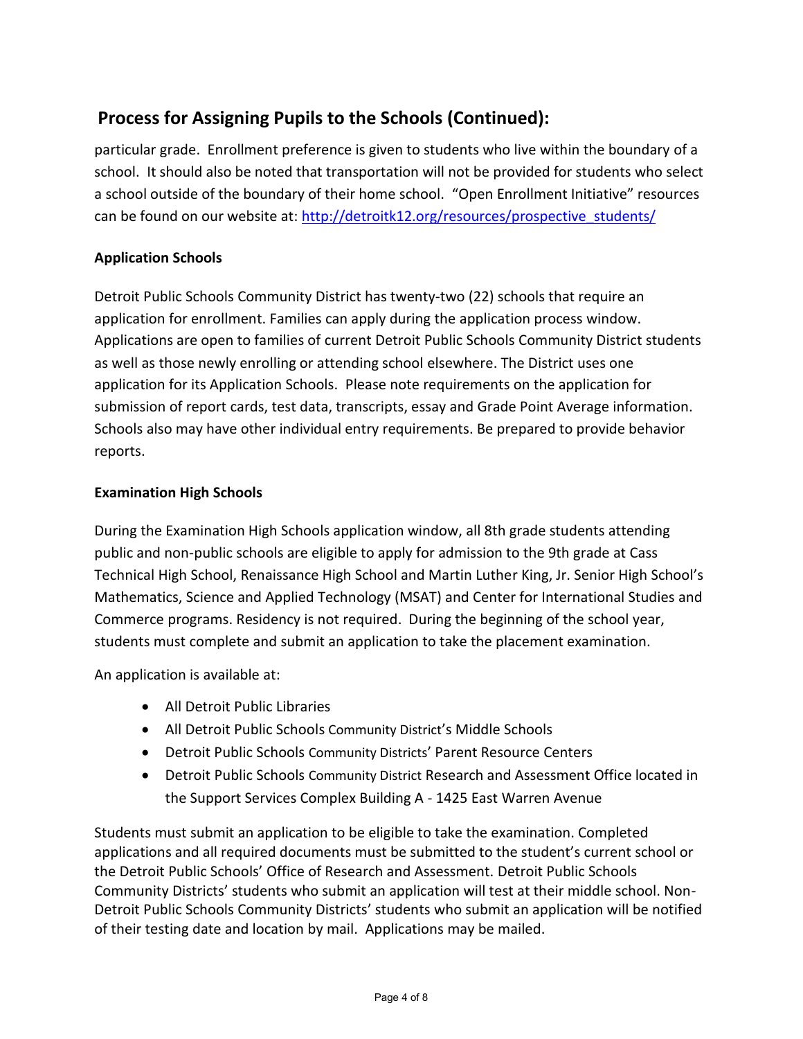## Process for Assigning Pupils to the Schools (Continued):

particular grade. Enrollment preference is given to students who live within the boundary of a school. It should also be noted that transportation will not be provided for students who select a school outside of the boundary of their home school. "Open Enrollment Initiative" resources can be found on our website at: http://detroitk12.org/resources/prospective_students/

**Application Schools**

Detroit Public Schools Community District has twenty-two (22) schools that require an application for enrollment. Families can apply during the application process window. Applications are open to families of current Detroit Public Schools Community District students as well as those newly enrolling or attending school elsewhere. The District uses one application for its Application Schools. Please note requirements on the application for submission of report cards, test data, transcripts, essay and Grade Point Average information. Schools also may have other individual entry requirements. Be prepared to provide behavior reports.

**Examination High Schools**

During the Examination High Schools application window, all 8th grade students attending public and non-public schools are eligible to apply for admission to the 9th grade at Cass Technical High School, Renaissance High School and Martin Luther King, Jr. Senior High School's Mathematics, Science and Applied Technology (MSAT) and Center for International Studies and Commerce programs. Residency is not required. During the beginning of the school year, students must complete and submit an application to take the placement examination.

An application is available at:

- All Detroit Public Libraries
- All Detroit Public Schools Community District's Middle Schools
- Detroit Public Schools Community Districts' Parent Resource Centers
- Detroit Public Schools Community District Research and Assessment Office located in the Support Services Complex Building A - 1425 East Warren Avenue

Students must submit an application to be eligible to take the examination. Completed applications and all required documents must be submitted to the student's current school or the Detroit Public Schools' Office of Research and Assessment. Detroit Public Schools Community Districts' students who submit an application will test at their middle school. Non-Detroit Public Schools Community Districts' students who submit an application will be notified of their testing date and location by mail. Applications may be mailed.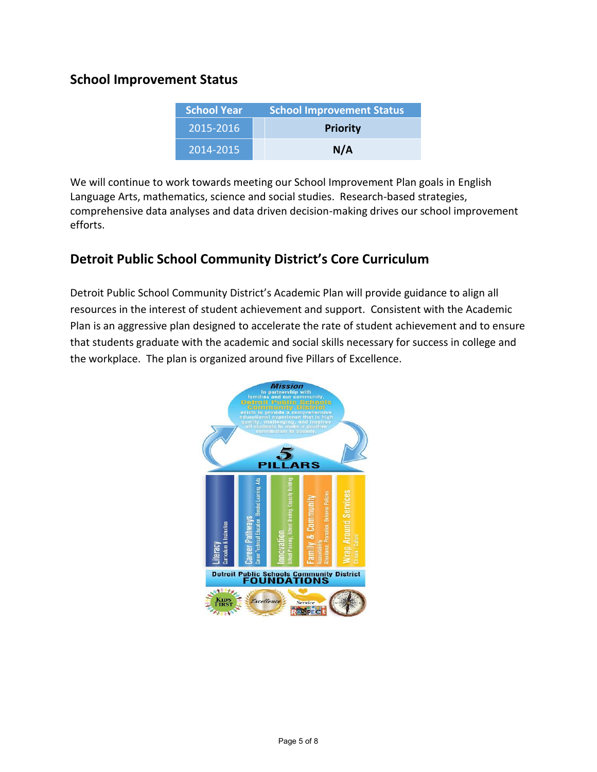## School Improvement Status

| School Year | School Improvement Status |
| --- | --- |
| 2015-2016 | **Priority** |
| 2014-2015 | **N/A** |

We will continue to work towards meeting our School Improvement Plan goals in English Language Arts, mathematics, science and social studies. Research-based strategies, comprehensive data analyses and data driven decision-making drives our school improvement efforts.

## Detroit Public School Community District's Core Curriculum

Detroit Public School Community District's Academic Plan will provide guidance to align all resources in the interest of student achievement and support. Consistent with the Academic Plan is an aggressive plan designed to accelerate the rate of student achievement and to ensure that students graduate with the academic and social skills necessary for success in college and the workplace. The plan is organized around five Pillars of Excellence.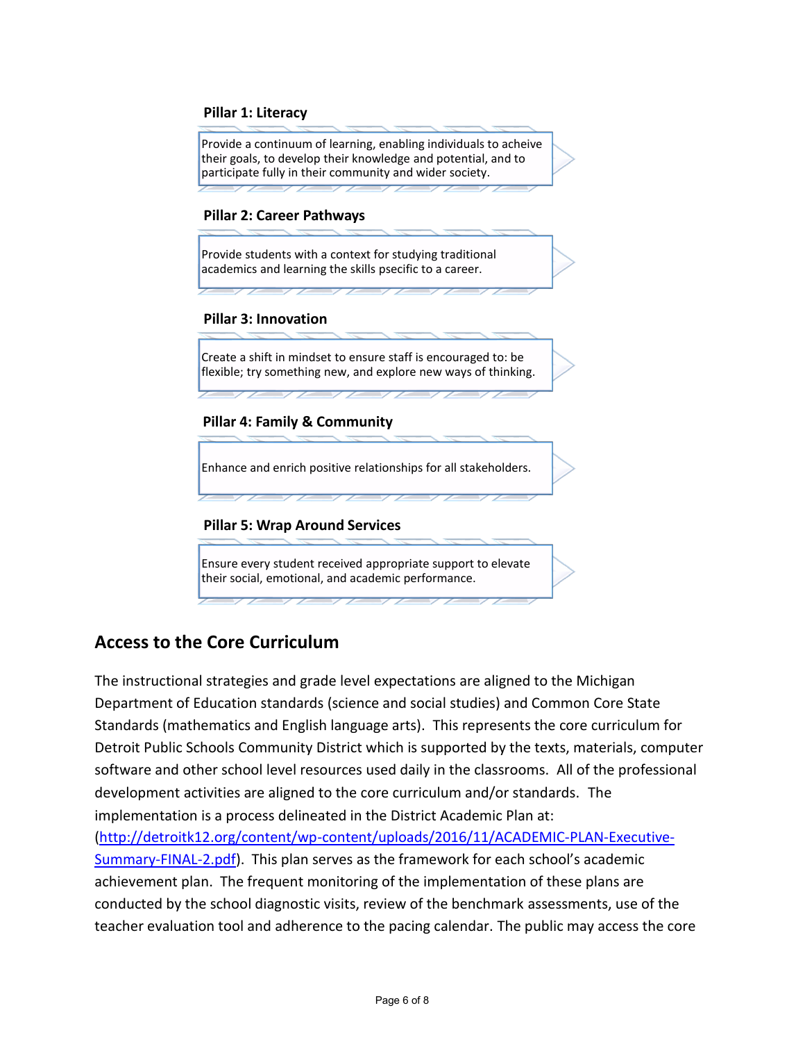**Pillar 1: Literacy**

Provide a continuum of learning, enabling individuals to acheive their goals, to develop their knowledge and potential, and to participate fully in their community and wider society.

**Pillar 2: Career Pathways**

Provide students with a context for studying traditional academics and learning the skills psecific to a career.

**Pillar 3: Innovation**

Create a shift in mindset to ensure staff is encouraged to: be flexible; try something new, and explore new ways of thinking.

**Pillar 4: Family & Community**

Enhance and enrich positive relationships for all stakeholders.

**Pillar 5: Wrap Around Services**

Ensure every student received appropriate support to elevate their social, emotional, and academic performance.

## Access to the Core Curriculum

The instructional strategies and grade level expectations are aligned to the Michigan Department of Education standards (science and social studies) and Common Core State Standards (mathematics and English language arts). This represents the core curriculum for Detroit Public Schools Community District which is supported by the texts, materials, computer software and other school level resources used daily in the classrooms. All of the professional development activities are aligned to the core curriculum and/or standards. The implementation is a process delineated in the District Academic Plan at: (http://detroitk12.org/content/wp-content/uploads/2016/11/ACADEMIC-PLAN-Executive-Summary-FINAL-2.pdf). This plan serves as the framework for each school's academic achievement plan. The frequent monitoring of the implementation of these plans are conducted by the school diagnostic visits, review of the benchmark assessments, use of the teacher evaluation tool and adherence to the pacing calendar. The public may access the core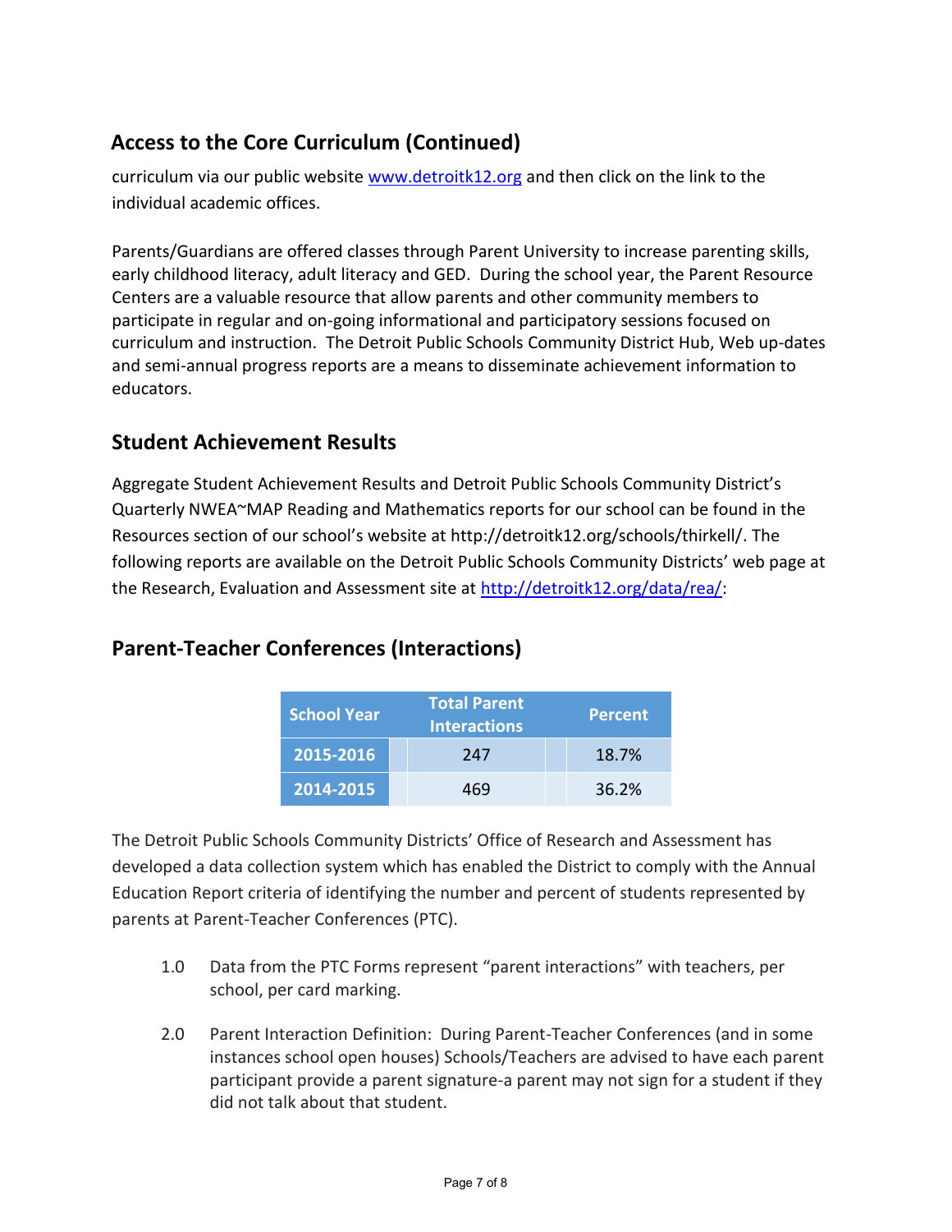## Access to the Core Curriculum (Continued)

curriculum via our public website [www.detroitk12.org](http://www.detroitk12.org) and then click on the link to the individual academic offices.

Parents/Guardians are offered classes through Parent University to increase parenting skills, early childhood literacy, adult literacy and GED. During the school year, the Parent Resource Centers are a valuable resource that allow parents and other community members to participate in regular and on-going informational and participatory sessions focused on curriculum and instruction. The Detroit Public Schools Community District Hub, Web up-dates and semi-annual progress reports are a means to disseminate achievement information to educators.

## Student Achievement Results

Aggregate Student Achievement Results and Detroit Public Schools Community District's Quarterly NWEA~MAP Reading and Mathematics reports for our school can be found in the Resources section of our school's website at http://detroitk12.org/schools/thirkell/. The following reports are available on the Detroit Public Schools Community Districts' web page at the Research, Evaluation and Assessment site at [http://detroitk12.org/data/rea/](http://detroitk12.org/data/rea/):

## Parent-Teacher Conferences (Interactions)

| School Year | Total Parent Interactions | Percent |
|---|---|---|
| 2015-2016 | 247 | 18.7% |
| 2014-2015 | 469 | 36.2% |

The Detroit Public Schools Community Districts' Office of Research and Assessment has developed a data collection system which has enabled the District to comply with the Annual Education Report criteria of identifying the number and percent of students represented by parents at Parent-Teacher Conferences (PTC).

1.0 Data from the PTC Forms represent "parent interactions" with teachers, per school, per card marking.

2.0 Parent Interaction Definition: During Parent-Teacher Conferences (and in some instances school open houses) Schools/Teachers are advised to have each parent participant provide a parent signature-a parent may not sign for a student if they did not talk about that student.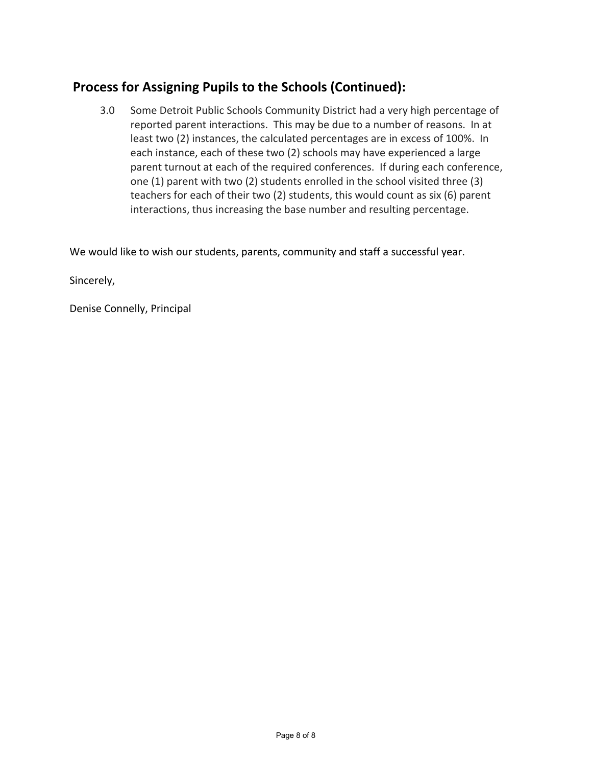## Process for Assigning Pupils to the Schools (Continued):

3.0 Some Detroit Public Schools Community District had a very high percentage of reported parent interactions. This may be due to a number of reasons. In at least two (2) instances, the calculated percentages are in excess of 100%. In each instance, each of these two (2) schools may have experienced a large parent turnout at each of the required conferences. If during each conference, one (1) parent with two (2) students enrolled in the school visited three (3) teachers for each of their two (2) students, this would count as six (6) parent interactions, thus increasing the base number and resulting percentage.

We would like to wish our students, parents, community and staff a successful year.

Sincerely,

Denise Connelly, Principal